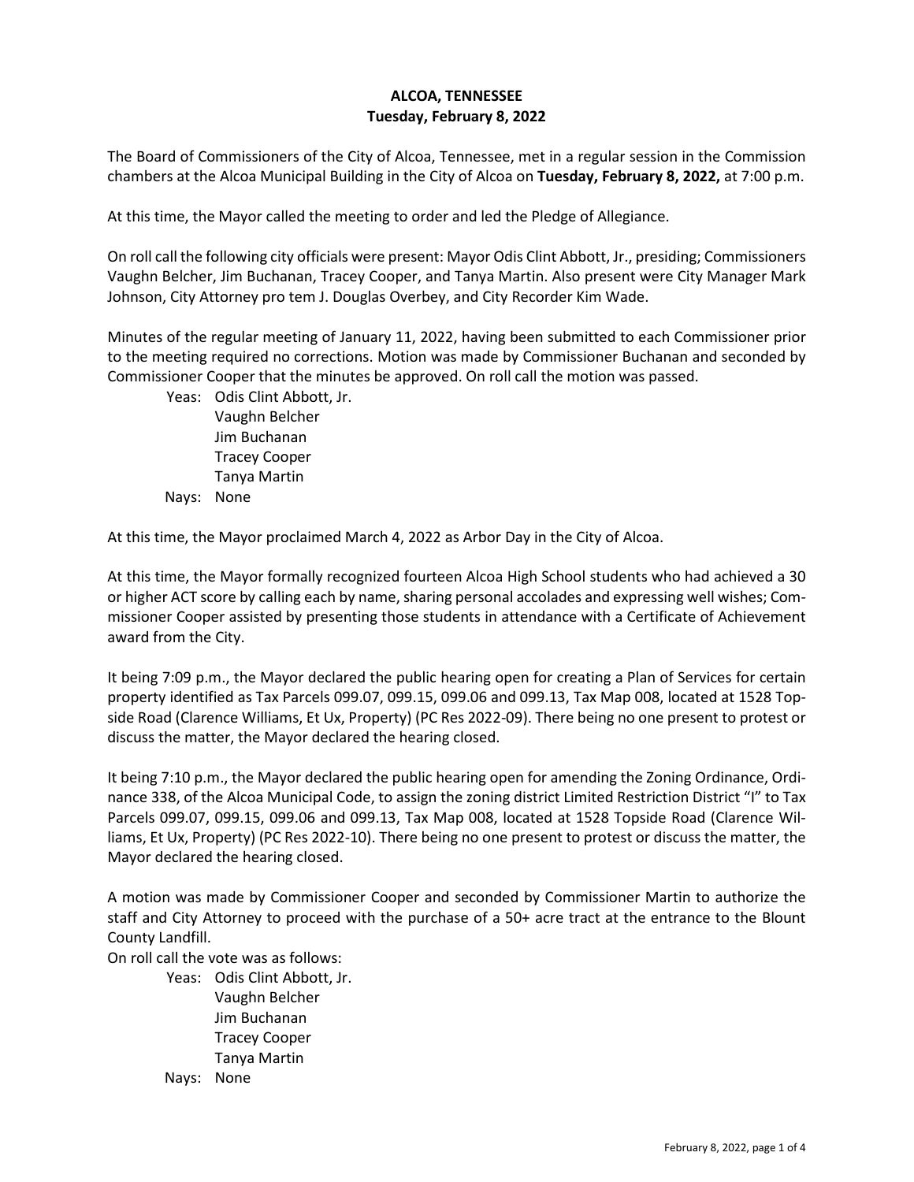**ALCOA, TENNESSEE**
**Tuesday, February 8, 2022**

The Board of Commissioners of the City of Alcoa, Tennessee, met in a regular session in the Commission chambers at the Alcoa Municipal Building in the City of Alcoa on **Tuesday, February 8, 2022,** at 7:00 p.m.

At this time, the Mayor called the meeting to order and led the Pledge of Allegiance.

On roll call the following city officials were present: Mayor Odis Clint Abbott, Jr., presiding; Commissioners Vaughn Belcher, Jim Buchanan, Tracey Cooper, and Tanya Martin. Also present were City Manager Mark Johnson, City Attorney pro tem J. Douglas Overbey, and City Recorder Kim Wade.

Minutes of the regular meeting of January 11, 2022, having been submitted to each Commissioner prior to the meeting required no corrections. Motion was made by Commissioner Buchanan and seconded by Commissioner Cooper that the minutes be approved. On roll call the motion was passed.

Yeas: Odis Clint Abbott, Jr.
Vaughn Belcher
Jim Buchanan
Tracey Cooper
Tanya Martin
Nays: None

At this time, the Mayor proclaimed March 4, 2022 as Arbor Day in the City of Alcoa.

At this time, the Mayor formally recognized fourteen Alcoa High School students who had achieved a 30 or higher ACT score by calling each by name, sharing personal accolades and expressing well wishes; Commissioner Cooper assisted by presenting those students in attendance with a Certificate of Achievement award from the City.

It being 7:09 p.m., the Mayor declared the public hearing open for creating a Plan of Services for certain property identified as Tax Parcels 099.07, 099.15, 099.06 and 099.13, Tax Map 008, located at 1528 Topside Road (Clarence Williams, Et Ux, Property) (PC Res 2022-09). There being no one present to protest or discuss the matter, the Mayor declared the hearing closed.

It being 7:10 p.m., the Mayor declared the public hearing open for amending the Zoning Ordinance, Ordinance 338, of the Alcoa Municipal Code, to assign the zoning district Limited Restriction District "I" to Tax Parcels 099.07, 099.15, 099.06 and 099.13, Tax Map 008, located at 1528 Topside Road (Clarence Williams, Et Ux, Property) (PC Res 2022-10). There being no one present to protest or discuss the matter, the Mayor declared the hearing closed.

A motion was made by Commissioner Cooper and seconded by Commissioner Martin to authorize the staff and City Attorney to proceed with the purchase of a 50+ acre tract at the entrance to the Blount County Landfill.

On roll call the vote was as follows:

Yeas: Odis Clint Abbott, Jr.
Vaughn Belcher
Jim Buchanan
Tracey Cooper
Tanya Martin
Nays: None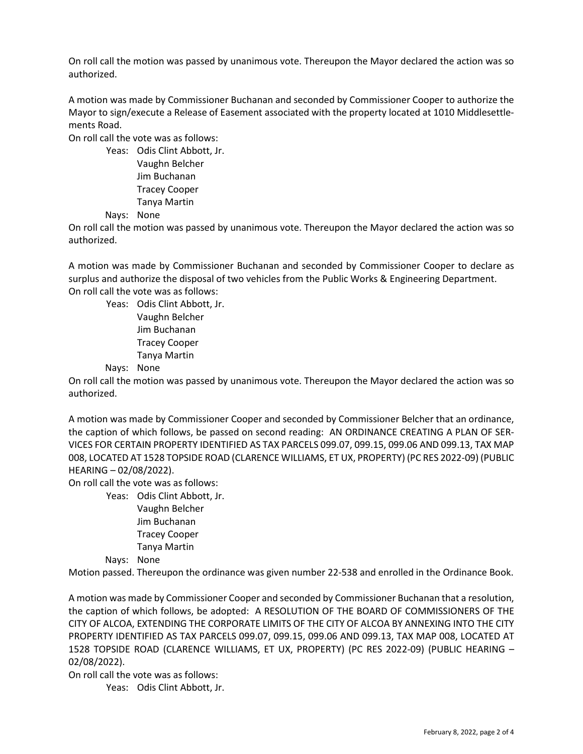On roll call the motion was passed by unanimous vote. Thereupon the Mayor declared the action was so authorized.

A motion was made by Commissioner Buchanan and seconded by Commissioner Cooper to authorize the Mayor to sign/execute a Release of Easement associated with the property located at 1010 Middlesettlements Road.

On roll call the vote was as follows:

Yeas: Odis Clint Abbott, Jr.
Vaughn Belcher
Jim Buchanan
Tracey Cooper
Tanya Martin

Nays: None

On roll call the motion was passed by unanimous vote. Thereupon the Mayor declared the action was so authorized.

A motion was made by Commissioner Buchanan and seconded by Commissioner Cooper to declare as surplus and authorize the disposal of two vehicles from the Public Works & Engineering Department.

On roll call the vote was as follows:

Yeas: Odis Clint Abbott, Jr.
Vaughn Belcher
Jim Buchanan
Tracey Cooper
Tanya Martin

Nays: None

On roll call the motion was passed by unanimous vote. Thereupon the Mayor declared the action was so authorized.

A motion was made by Commissioner Cooper and seconded by Commissioner Belcher that an ordinance, the caption of which follows, be passed on second reading: AN ORDINANCE CREATING A PLAN OF SERVICES FOR CERTAIN PROPERTY IDENTIFIED AS TAX PARCELS 099.07, 099.15, 099.06 AND 099.13, TAX MAP 008, LOCATED AT 1528 TOPSIDE ROAD (CLARENCE WILLIAMS, ET UX, PROPERTY) (PC RES 2022-09) (PUBLIC HEARING – 02/08/2022).

On roll call the vote was as follows:

Yeas: Odis Clint Abbott, Jr.
Vaughn Belcher
Jim Buchanan
Tracey Cooper
Tanya Martin

Nays: None

Motion passed. Thereupon the ordinance was given number 22-538 and enrolled in the Ordinance Book.

A motion was made by Commissioner Cooper and seconded by Commissioner Buchanan that a resolution, the caption of which follows, be adopted: A RESOLUTION OF THE BOARD OF COMMISSIONERS OF THE CITY OF ALCOA, EXTENDING THE CORPORATE LIMITS OF THE CITY OF ALCOA BY ANNEXING INTO THE CITY PROPERTY IDENTIFIED AS TAX PARCELS 099.07, 099.15, 099.06 AND 099.13, TAX MAP 008, LOCATED AT 1528 TOPSIDE ROAD (CLARENCE WILLIAMS, ET UX, PROPERTY) (PC RES 2022-09) (PUBLIC HEARING – 02/08/2022).

On roll call the vote was as follows:

Yeas: Odis Clint Abbott, Jr.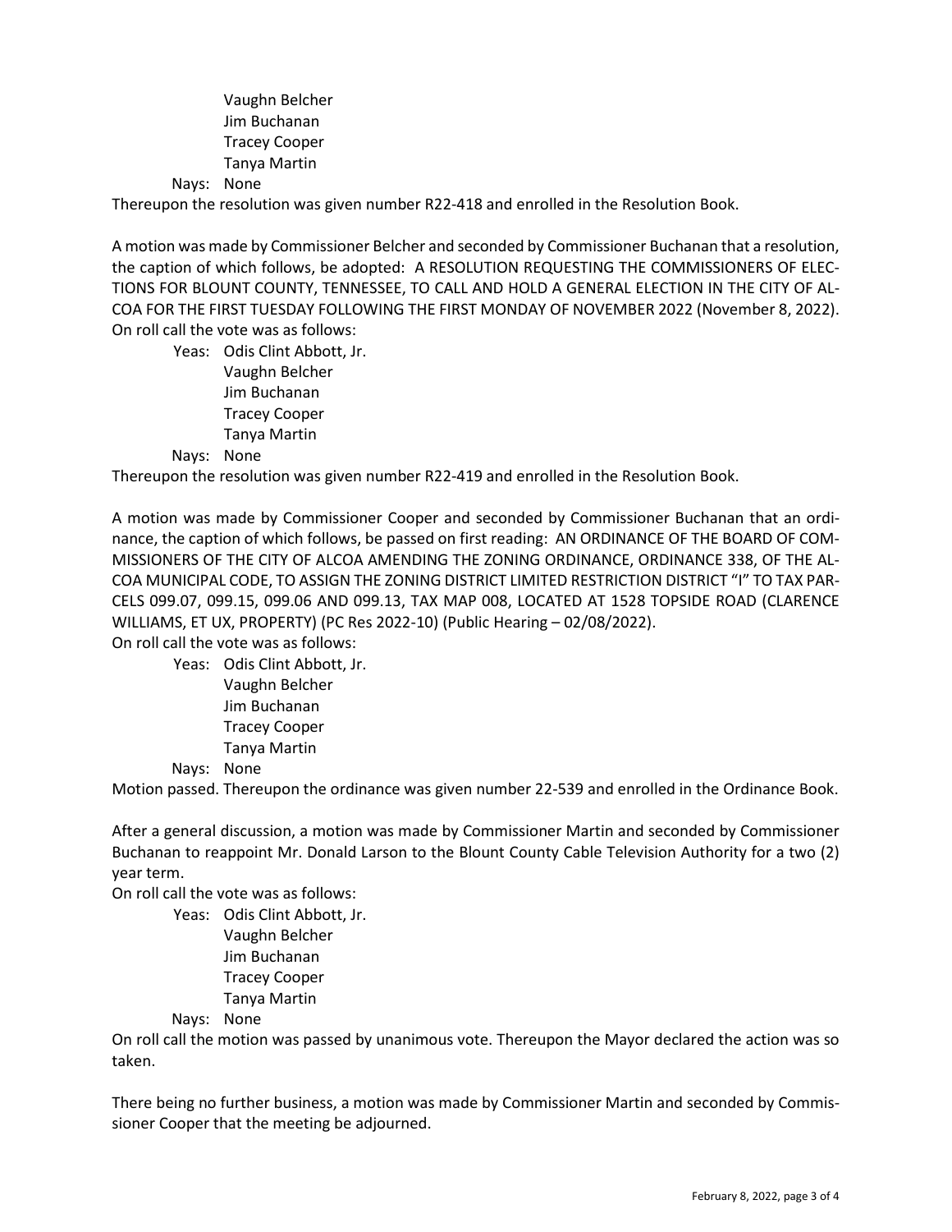Vaughn Belcher
Jim Buchanan
Tracey Cooper
Tanya Martin

Nays: None

Thereupon the resolution was given number R22-418 and enrolled in the Resolution Book.

A motion was made by Commissioner Belcher and seconded by Commissioner Buchanan that a resolution, the caption of which follows, be adopted: A RESOLUTION REQUESTING THE COMMISSIONERS OF ELECTIONS FOR BLOUNT COUNTY, TENNESSEE, TO CALL AND HOLD A GENERAL ELECTION IN THE CITY OF ALCOA FOR THE FIRST TUESDAY FOLLOWING THE FIRST MONDAY OF NOVEMBER 2022 (November 8, 2022).

On roll call the vote was as follows:

Yeas: Odis Clint Abbott, Jr.
Vaughn Belcher
Jim Buchanan
Tracey Cooper
Tanya Martin

Nays: None

Thereupon the resolution was given number R22-419 and enrolled in the Resolution Book.

A motion was made by Commissioner Cooper and seconded by Commissioner Buchanan that an ordinance, the caption of which follows, be passed on first reading: AN ORDINANCE OF THE BOARD OF COMMISSIONERS OF THE CITY OF ALCOA AMENDING THE ZONING ORDINANCE, ORDINANCE 338, OF THE ALCOA MUNICIPAL CODE, TO ASSIGN THE ZONING DISTRICT LIMITED RESTRICTION DISTRICT "I" TO TAX PARCELS 099.07, 099.15, 099.06 AND 099.13, TAX MAP 008, LOCATED AT 1528 TOPSIDE ROAD (CLARENCE WILLIAMS, ET UX, PROPERTY) (PC Res 2022-10) (Public Hearing – 02/08/2022).

On roll call the vote was as follows:

Yeas: Odis Clint Abbott, Jr.
Vaughn Belcher
Jim Buchanan
Tracey Cooper
Tanya Martin

Nays: None

Motion passed. Thereupon the ordinance was given number 22-539 and enrolled in the Ordinance Book.

After a general discussion, a motion was made by Commissioner Martin and seconded by Commissioner Buchanan to reappoint Mr. Donald Larson to the Blount County Cable Television Authority for a two (2) year term.

On roll call the vote was as follows:

Yeas: Odis Clint Abbott, Jr.
Vaughn Belcher
Jim Buchanan
Tracey Cooper
Tanya Martin

Nays: None

On roll call the motion was passed by unanimous vote. Thereupon the Mayor declared the action was so taken.

There being no further business, a motion was made by Commissioner Martin and seconded by Commissioner Cooper that the meeting be adjourned.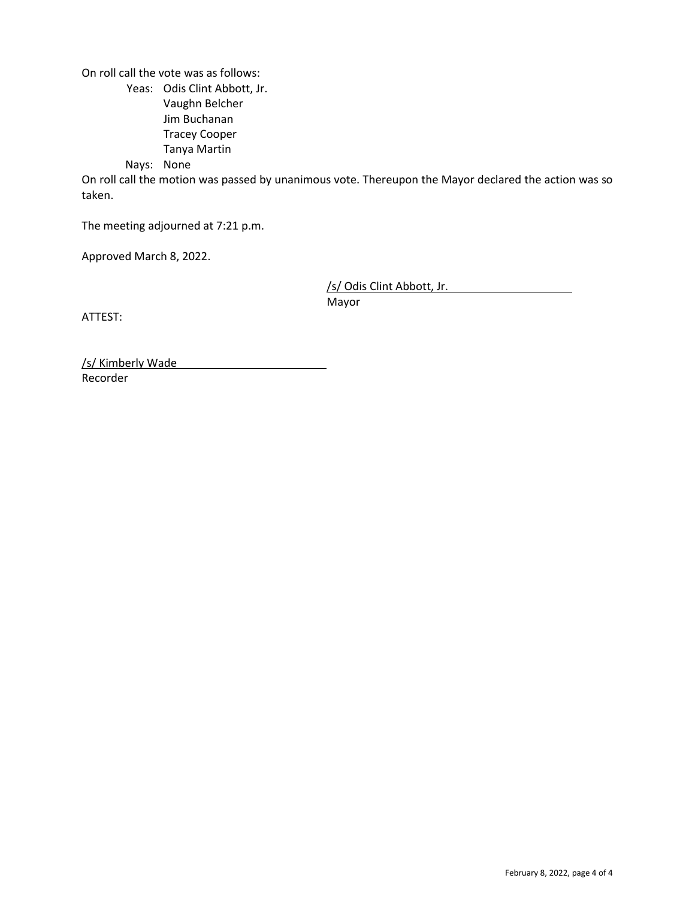On roll call the vote was as follows:

Yeas: Odis Clint Abbott, Jr.
Vaughn Belcher
Jim Buchanan
Tracey Cooper
Tanya Martin

Nays: None

On roll call the motion was passed by unanimous vote. Thereupon the Mayor declared the action was so taken.

The meeting adjourned at 7:21 p.m.

Approved March 8, 2022.

/s/ Odis Clint Abbott, Jr.
Mayor

ATTEST:

/s/ Kimberly Wade
Recorder